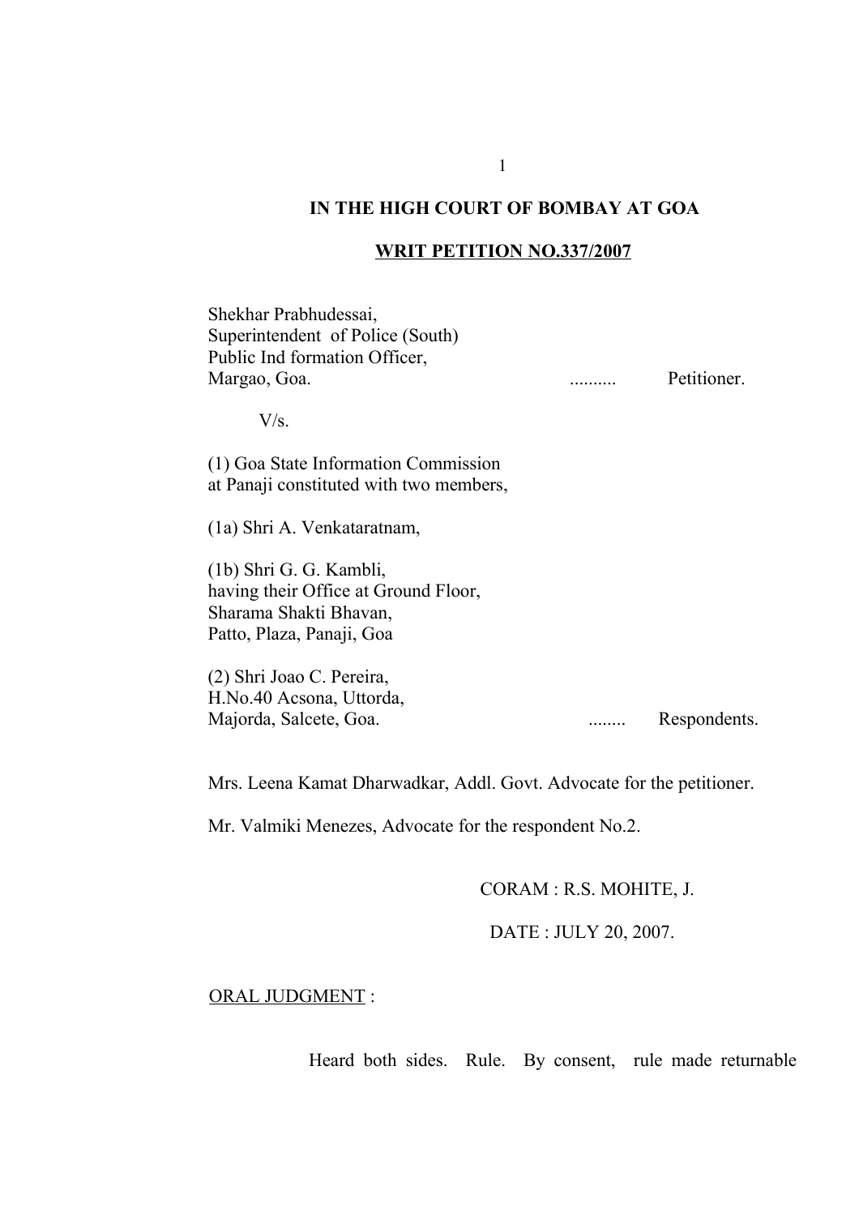# IN THE HIGH COURT OF BOMBAY AT GOA

## WRIT PETITION NO.337/2007

Shekhar Prabhudessai,
Superintendent of Police (South)
Public Ind formation Officer,
Margao, Goa. .......... Petitioner.

V/s.

(1) Goa State Information Commission
at Panaji constituted with two members,

(1a) Shri A. Venkataratnam,

(1b) Shri G. G. Kambli,
having their Office at Ground Floor,
Sharama Shakti Bhavan,
Patto, Plaza, Panaji, Goa

(2) Shri Joao C. Pereira,
H.No.40 Acsona, Uttorda,
Majorda, Salcete, Goa. ........ Respondents.

Mrs. Leena Kamat Dharwadkar, Addl. Govt. Advocate for the petitioner.

Mr. Valmiki Menezes, Advocate for the respondent No.2.

CORAM : R.S. MOHITE, J.

DATE : JULY 20, 2007.

ORAL JUDGMENT :

Heard both sides. Rule. By consent, rule made returnable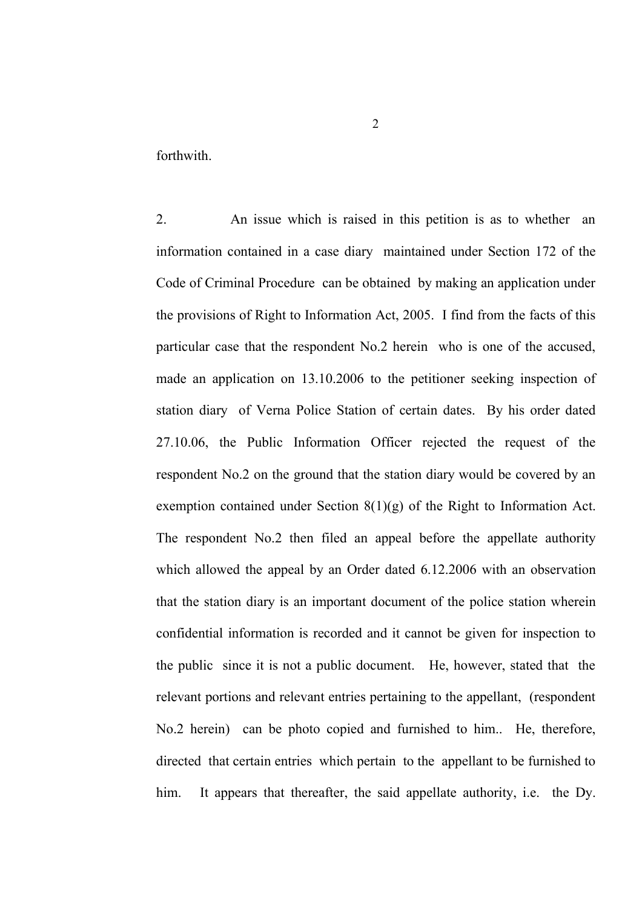forthwith.

2. An issue which is raised in this petition is as to whether an information contained in a case diary maintained under Section 172 of the Code of Criminal Procedure can be obtained by making an application under the provisions of Right to Information Act, 2005. I find from the facts of this particular case that the respondent No.2 herein who is one of the accused, made an application on 13.10.2006 to the petitioner seeking inspection of station diary of Verna Police Station of certain dates. By his order dated 27.10.06, the Public Information Officer rejected the request of the respondent No.2 on the ground that the station diary would be covered by an exemption contained under Section 8(1)(g) of the Right to Information Act. The respondent No.2 then filed an appeal before the appellate authority which allowed the appeal by an Order dated 6.12.2006 with an observation that the station diary is an important document of the police station wherein confidential information is recorded and it cannot be given for inspection to the public since it is not a public document. He, however, stated that the relevant portions and relevant entries pertaining to the appellant, (respondent No.2 herein) can be photo copied and furnished to him.. He, therefore, directed that certain entries which pertain to the appellant to be furnished to him. It appears that thereafter, the said appellate authority, i.e. the Dy.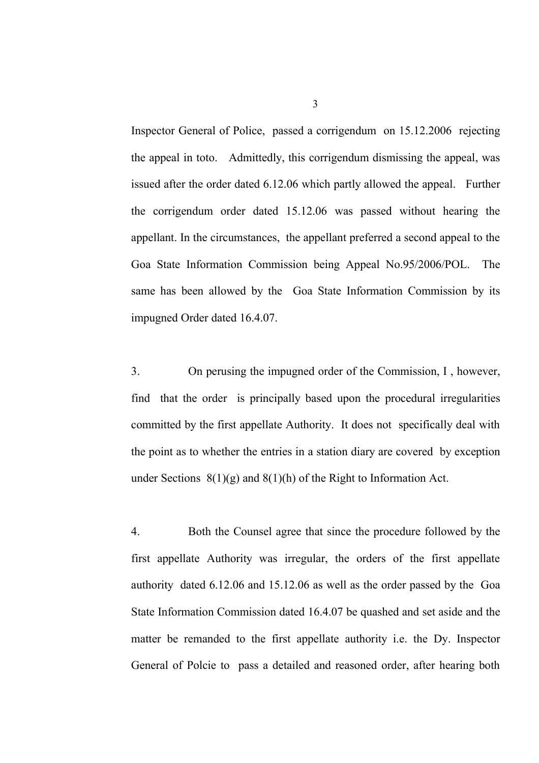Inspector General of Police, passed a corrigendum on 15.12.2006 rejecting the appeal in toto. Admittedly, this corrigendum dismissing the appeal, was issued after the order dated 6.12.06 which partly allowed the appeal. Further the corrigendum order dated 15.12.06 was passed without hearing the appellant. In the circumstances, the appellant preferred a second appeal to the Goa State Information Commission being Appeal No.95/2006/POL. The same has been allowed by the Goa State Information Commission by its impugned Order dated 16.4.07.

3. On perusing the impugned order of the Commission, I , however, find that the order is principally based upon the procedural irregularities committed by the first appellate Authority. It does not specifically deal with the point as to whether the entries in a station diary are covered by exception under Sections 8(1)(g) and 8(1)(h) of the Right to Information Act.

4. Both the Counsel agree that since the procedure followed by the first appellate Authority was irregular, the orders of the first appellate authority dated 6.12.06 and 15.12.06 as well as the order passed by the Goa State Information Commission dated 16.4.07 be quashed and set aside and the matter be remanded to the first appellate authority i.e. the Dy. Inspector General of Polcie to pass a detailed and reasoned order, after hearing both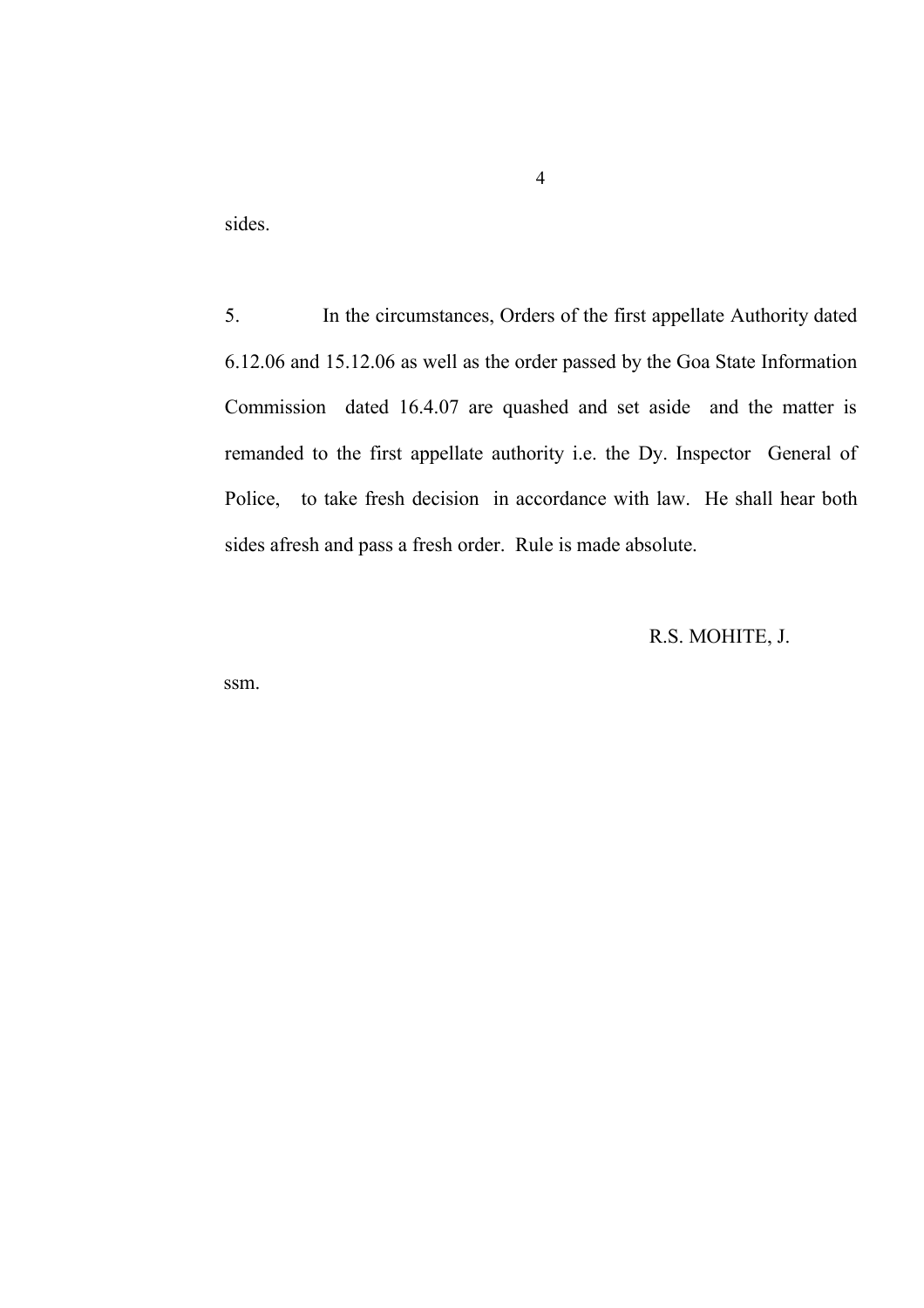sides.

5. In the circumstances, Orders of the first appellate Authority dated 6.12.06 and 15.12.06 as well as the order passed by the Goa State Information Commission dated 16.4.07 are quashed and set aside and the matter is remanded to the first appellate authority i.e. the Dy. Inspector General of Police, to take fresh decision in accordance with law. He shall hear both sides afresh and pass a fresh order. Rule is made absolute.

R.S. MOHITE, J.

ssm.